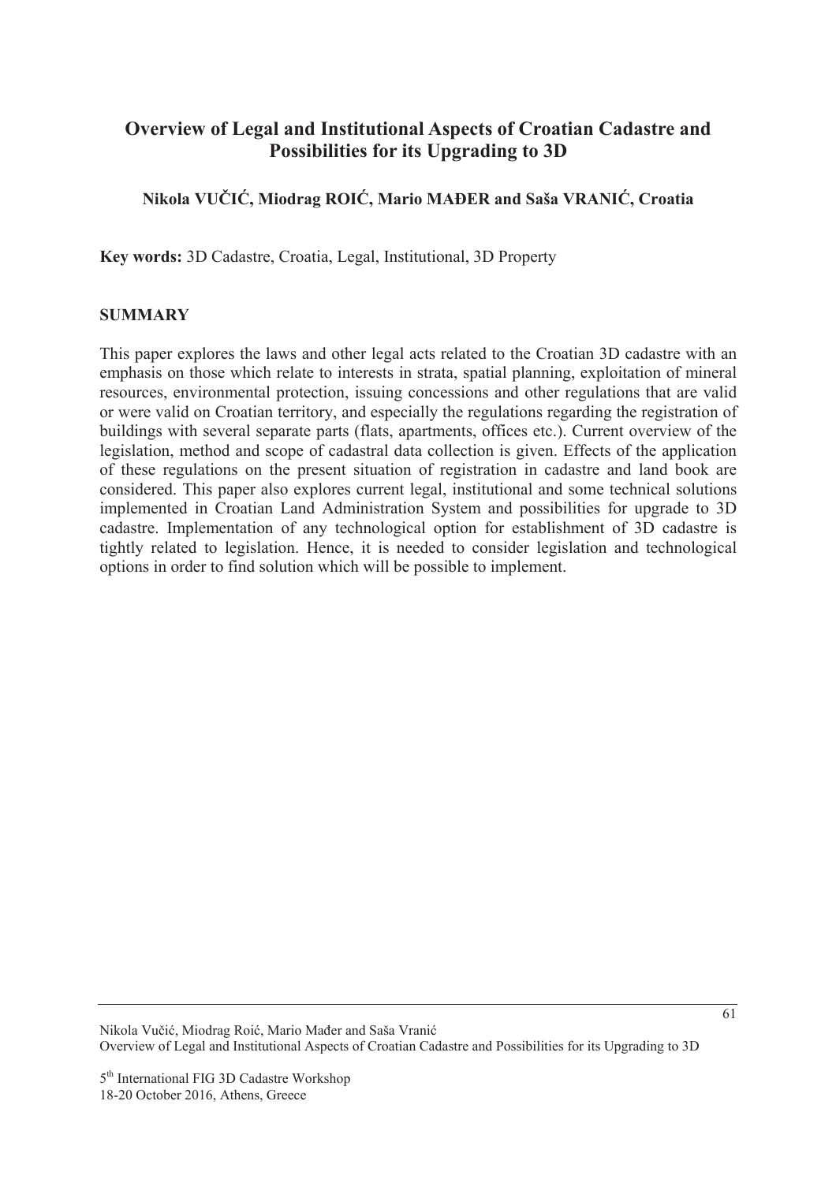# Overview of Legal and Institutional Aspects of Croatian Cadastre and Possibilities for its Upgrading to 3D

**Nikola VUČIĆ, Miodrag ROIĆ, Mario MAĐER and Saša VRANIĆ, Croatia**

**Key words:** 3D Cadastre, Croatia, Legal, Institutional, 3D Property

## SUMMARY

This paper explores the laws and other legal acts related to the Croatian 3D cadastre with an emphasis on those which relate to interests in strata, spatial planning, exploitation of mineral resources, environmental protection, issuing concessions and other regulations that are valid or were valid on Croatian territory, and especially the regulations regarding the registration of buildings with several separate parts (flats, apartments, offices etc.). Current overview of the legislation, method and scope of cadastral data collection is given. Effects of the application of these regulations on the present situation of registration in cadastre and land book are considered. This paper also explores current legal, institutional and some technical solutions implemented in Croatian Land Administration System and possibilities for upgrade to 3D cadastre. Implementation of any technological option for establishment of 3D cadastre is tightly related to legislation. Hence, it is needed to consider legislation and technological options in order to find solution which will be possible to implement.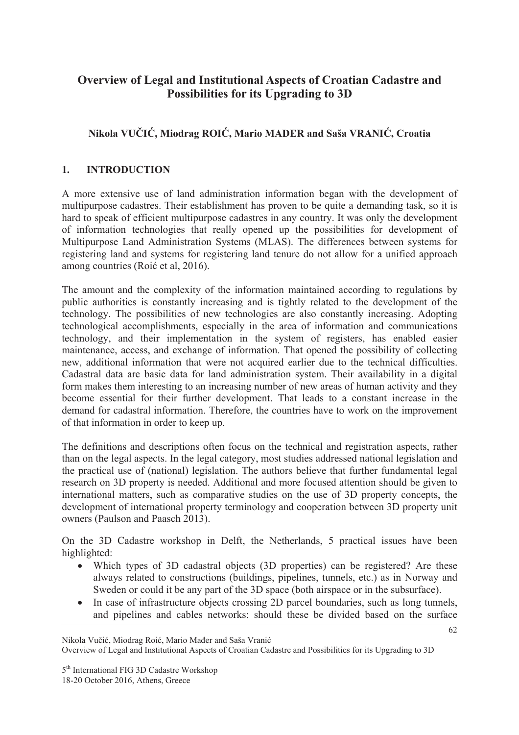# Overview of Legal and Institutional Aspects of Croatian Cadastre and Possibilities for its Upgrading to 3D

**Nikola VUČIĆ, Miodrag ROIĆ, Mario MAĐER and Saša VRANIĆ, Croatia**

## 1. INTRODUCTION

A more extensive use of land administration information began with the development of multipurpose cadastres. Their establishment has proven to be quite a demanding task, so it is hard to speak of efficient multipurpose cadastres in any country. It was only the development of information technologies that really opened up the possibilities for development of Multipurpose Land Administration Systems (MLAS). The differences between systems for registering land and systems for registering land tenure do not allow for a unified approach among countries (Roić et al, 2016).

The amount and the complexity of the information maintained according to regulations by public authorities is constantly increasing and is tightly related to the development of the technology. The possibilities of new technologies are also constantly increasing. Adopting technological accomplishments, especially in the area of information and communications technology, and their implementation in the system of registers, has enabled easier maintenance, access, and exchange of information. That opened the possibility of collecting new, additional information that were not acquired earlier due to the technical difficulties. Cadastral data are basic data for land administration system. Their availability in a digital form makes them interesting to an increasing number of new areas of human activity and they become essential for their further development. That leads to a constant increase in the demand for cadastral information. Therefore, the countries have to work on the improvement of that information in order to keep up.

The definitions and descriptions often focus on the technical and registration aspects, rather than on the legal aspects. In the legal category, most studies addressed national legislation and the practical use of (national) legislation. The authors believe that further fundamental legal research on 3D property is needed. Additional and more focused attention should be given to international matters, such as comparative studies on the use of 3D property concepts, the development of international property terminology and cooperation between 3D property unit owners (Paulson and Paasch 2013).

On the 3D Cadastre workshop in Delft, the Netherlands, 5 practical issues have been highlighted:

- Which types of 3D cadastral objects (3D properties) can be registered? Are these always related to constructions (buildings, pipelines, tunnels, etc.) as in Norway and Sweden or could it be any part of the 3D space (both airspace or in the subsurface).
- In case of infrastructure objects crossing 2D parcel boundaries, such as long tunnels, and pipelines and cables networks: should these be divided based on the surface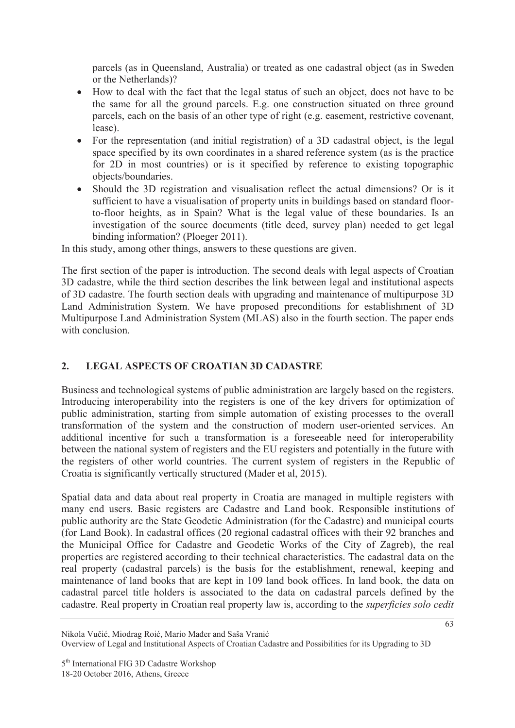parcels (as in Queensland, Australia) or treated as one cadastral object (as in Sweden or the Netherlands)?

- How to deal with the fact that the legal status of such an object, does not have to be the same for all the ground parcels. E.g. one construction situated on three ground parcels, each on the basis of an other type of right (e.g. easement, restrictive covenant, lease).
- For the representation (and initial registration) of a 3D cadastral object, is the legal space specified by its own coordinates in a shared reference system (as is the practice for 2D in most countries) or is it specified by reference to existing topographic objects/boundaries.
- Should the 3D registration and visualisation reflect the actual dimensions? Or is it sufficient to have a visualisation of property units in buildings based on standard floor-to-floor heights, as in Spain? What is the legal value of these boundaries. Is an investigation of the source documents (title deed, survey plan) needed to get legal binding information? (Ploeger 2011).

In this study, among other things, answers to these questions are given.

The first section of the paper is introduction. The second deals with legal aspects of Croatian 3D cadastre, while the third section describes the link between legal and institutional aspects of 3D cadastre. The fourth section deals with upgrading and maintenance of multipurpose 3D Land Administration System. We have proposed preconditions for establishment of 3D Multipurpose Land Administration System (MLAS) also in the fourth section. The paper ends with conclusion.

## 2. LEGAL ASPECTS OF CROATIAN 3D CADASTRE

Business and technological systems of public administration are largely based on the registers. Introducing interoperability into the registers is one of the key drivers for optimization of public administration, starting from simple automation of existing processes to the overall transformation of the system and the construction of modern user-oriented services. An additional incentive for such a transformation is a foreseeable need for interoperability between the national system of registers and the EU registers and potentially in the future with the registers of other world countries. The current system of registers in the Republic of Croatia is significantly vertically structured (Mađer et al, 2015).

Spatial data and data about real property in Croatia are managed in multiple registers with many end users. Basic registers are Cadastre and Land book. Responsible institutions of public authority are the State Geodetic Administration (for the Cadastre) and municipal courts (for Land Book). In cadastral offices (20 regional cadastral offices with their 92 branches and the Municipal Office for Cadastre and Geodetic Works of the City of Zagreb), the real properties are registered according to their technical characteristics. The cadastral data on the real property (cadastral parcels) is the basis for the establishment, renewal, keeping and maintenance of land books that are kept in 109 land book offices. In land book, the data on cadastral parcel title holders is associated to the data on cadastral parcels defined by the cadastre. Real property in Croatian real property law is, according to the *superficies solo cedit*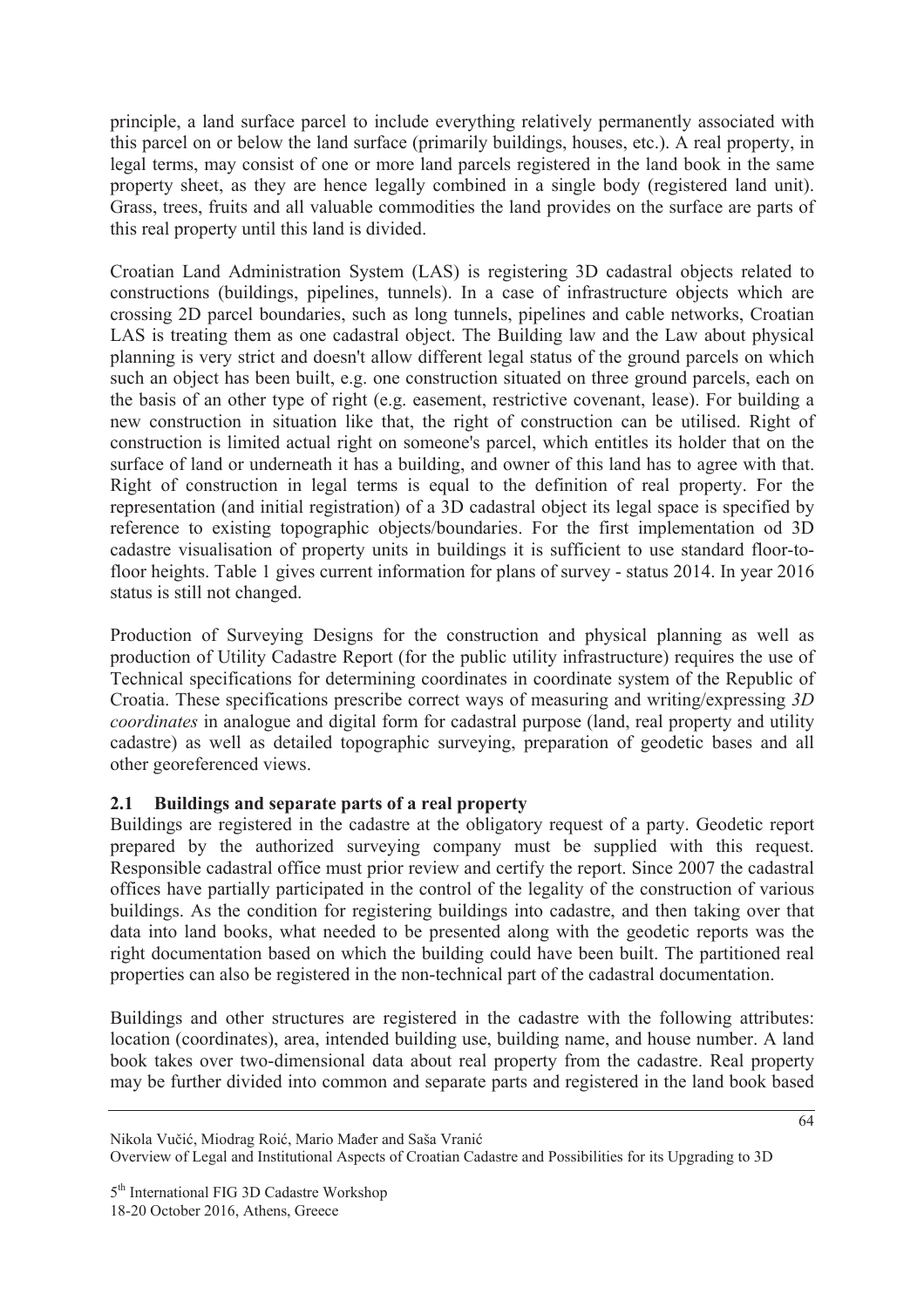principle, a land surface parcel to include everything relatively permanently associated with this parcel on or below the land surface (primarily buildings, houses, etc.). A real property, in legal terms, may consist of one or more land parcels registered in the land book in the same property sheet, as they are hence legally combined in a single body (registered land unit). Grass, trees, fruits and all valuable commodities the land provides on the surface are parts of this real property until this land is divided.

Croatian Land Administration System (LAS) is registering 3D cadastral objects related to constructions (buildings, pipelines, tunnels). In a case of infrastructure objects which are crossing 2D parcel boundaries, such as long tunnels, pipelines and cable networks, Croatian LAS is treating them as one cadastral object. The Building law and the Law about physical planning is very strict and doesn't allow different legal status of the ground parcels on which such an object has been built, e.g. one construction situated on three ground parcels, each on the basis of an other type of right (e.g. easement, restrictive covenant, lease). For building a new construction in situation like that, the right of construction can be utilised. Right of construction is limited actual right on someone's parcel, which entitles its holder that on the surface of land or underneath it has a building, and owner of this land has to agree with that. Right of construction in legal terms is equal to the definition of real property. For the representation (and initial registration) of a 3D cadastral object its legal space is specified by reference to existing topographic objects/boundaries. For the first implementation od 3D cadastre visualisation of property units in buildings it is sufficient to use standard floor-to-floor heights. Table 1 gives current information for plans of survey - status 2014. In year 2016 status is still not changed.

Production of Surveying Designs for the construction and physical planning as well as production of Utility Cadastre Report (for the public utility infrastructure) requires the use of Technical specifications for determining coordinates in coordinate system of the Republic of Croatia. These specifications prescribe correct ways of measuring and writing/expressing *3D coordinates* in analogue and digital form for cadastral purpose (land, real property and utility cadastre) as well as detailed topographic surveying, preparation of geodetic bases and all other georeferenced views.

### 2.1 Buildings and separate parts of a real property

Buildings are registered in the cadastre at the obligatory request of a party. Geodetic report prepared by the authorized surveying company must be supplied with this request. Responsible cadastral office must prior review and certify the report. Since 2007 the cadastral offices have partially participated in the control of the legality of the construction of various buildings. As the condition for registering buildings into cadastre, and then taking over that data into land books, what needed to be presented along with the geodetic reports was the right documentation based on which the building could have been built. The partitioned real properties can also be registered in the non-technical part of the cadastral documentation.

Buildings and other structures are registered in the cadastre with the following attributes: location (coordinates), area, intended building use, building name, and house number. A land book takes over two-dimensional data about real property from the cadastre. Real property may be further divided into common and separate parts and registered in the land book based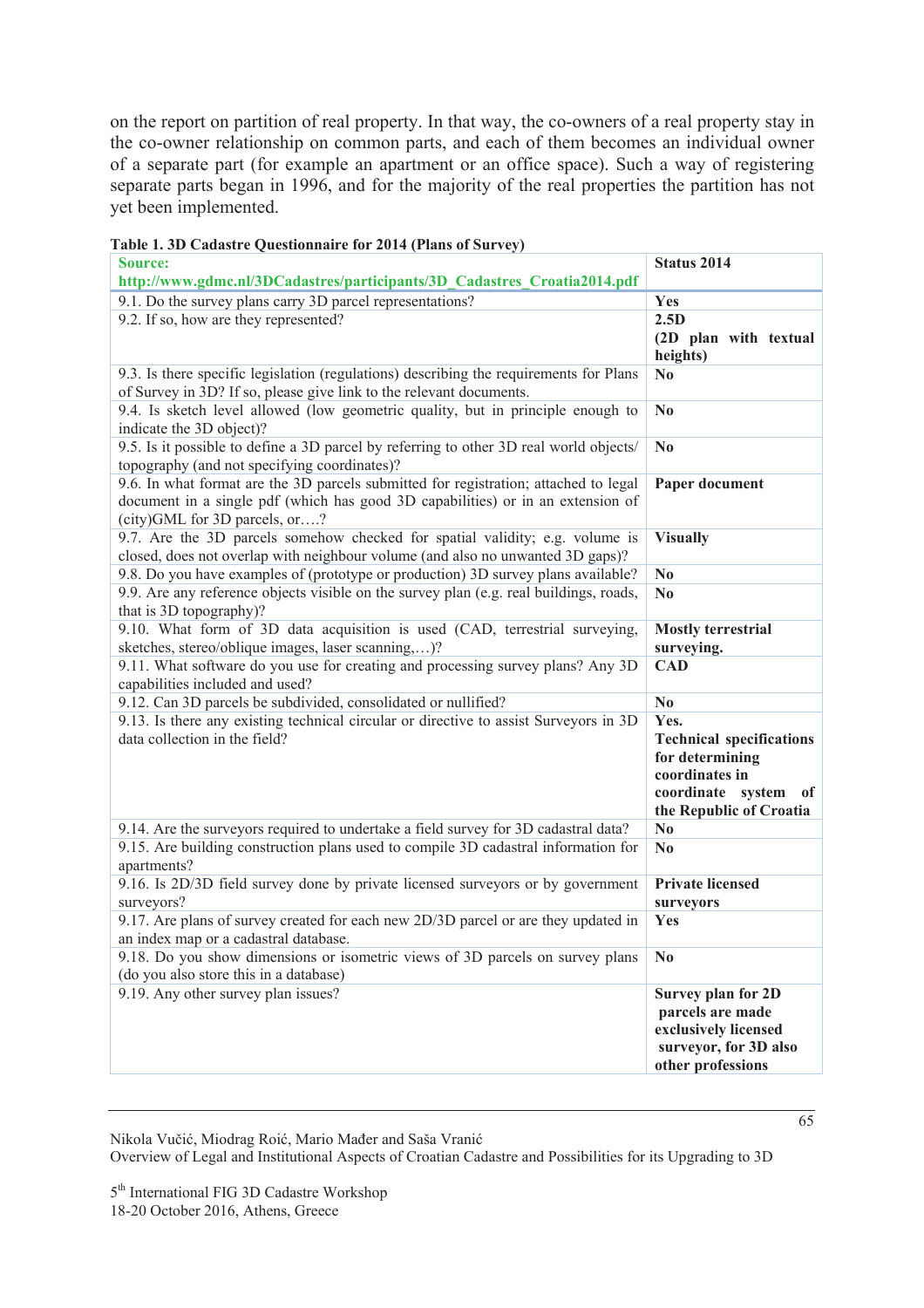on the report on partition of real property. In that way, the co-owners of a real property stay in the co-owner relationship on common parts, and each of them becomes an individual owner of a separate part (for example an apartment or an office space). Such a way of registering separate parts began in 1996, and for the majority of the real properties the partition has not yet been implemented.

**Table 1. 3D Cadastre Questionnaire for 2014 (Plans of Survey)**

| **Source: http://www.gdmc.nl/3DCadastres/participants/3D_Cadastres_Croatia2014.pdf** | **Status 2014** |
|---|---|
| 9.1. Do the survey plans carry 3D parcel representations? | **Yes** |
| 9.2. If so, how are they represented? | **2.5D (2D plan with textual heights)** |
| 9.3. Is there specific legislation (regulations) describing the requirements for Plans of Survey in 3D? If so, please give link to the relevant documents. | **No** |
| 9.4. Is sketch level allowed (low geometric quality, but in principle enough to indicate the 3D object)? | **No** |
| 9.5. Is it possible to define a 3D parcel by referring to other 3D real world objects/ topography (and not specifying coordinates)? | **No** |
| 9.6. In what format are the 3D parcels submitted for registration; attached to legal document in a single pdf (which has good 3D capabilities) or in an extension of (city)GML for 3D parcels, or….? | **Paper document** |
| 9.7. Are the 3D parcels somehow checked for spatial validity; e.g. volume is closed, does not overlap with neighbour volume (and also no unwanted 3D gaps)? | **Visually** |
| 9.8. Do you have examples of (prototype or production) 3D survey plans available? | **No** |
| 9.9. Are any reference objects visible on the survey plan (e.g. real buildings, roads, that is 3D topography)? | **No** |
| 9.10. What form of 3D data acquisition is used (CAD, terrestrial surveying, sketches, stereo/oblique images, laser scanning,…)? | **Mostly terrestrial surveying.** |
| 9.11. What software do you use for creating and processing survey plans? Any 3D capabilities included and used? | **CAD** |
| 9.12. Can 3D parcels be subdivided, consolidated or nullified? | **No** |
| 9.13. Is there any existing technical circular or directive to assist Surveyors in 3D data collection in the field? | **Yes. Technical specifications for determining coordinates in coordinate system of the Republic of Croatia** |
| 9.14. Are the surveyors required to undertake a field survey for 3D cadastral data? | **No** |
| 9.15. Are building construction plans used to compile 3D cadastral information for apartments? | **No** |
| 9.16. Is 2D/3D field survey done by private licensed surveyors or by government surveyors? | **Private licensed surveyors** |
| 9.17. Are plans of survey created for each new 2D/3D parcel or are they updated in an index map or a cadastral database. | **Yes** |
| 9.18. Do you show dimensions or isometric views of 3D parcels on survey plans (do you also store this in a database) | **No** |
| 9.19. Any other survey plan issues? | **Survey plan for 2D parcels are made exclusively licensed surveyor, for 3D also other professions** |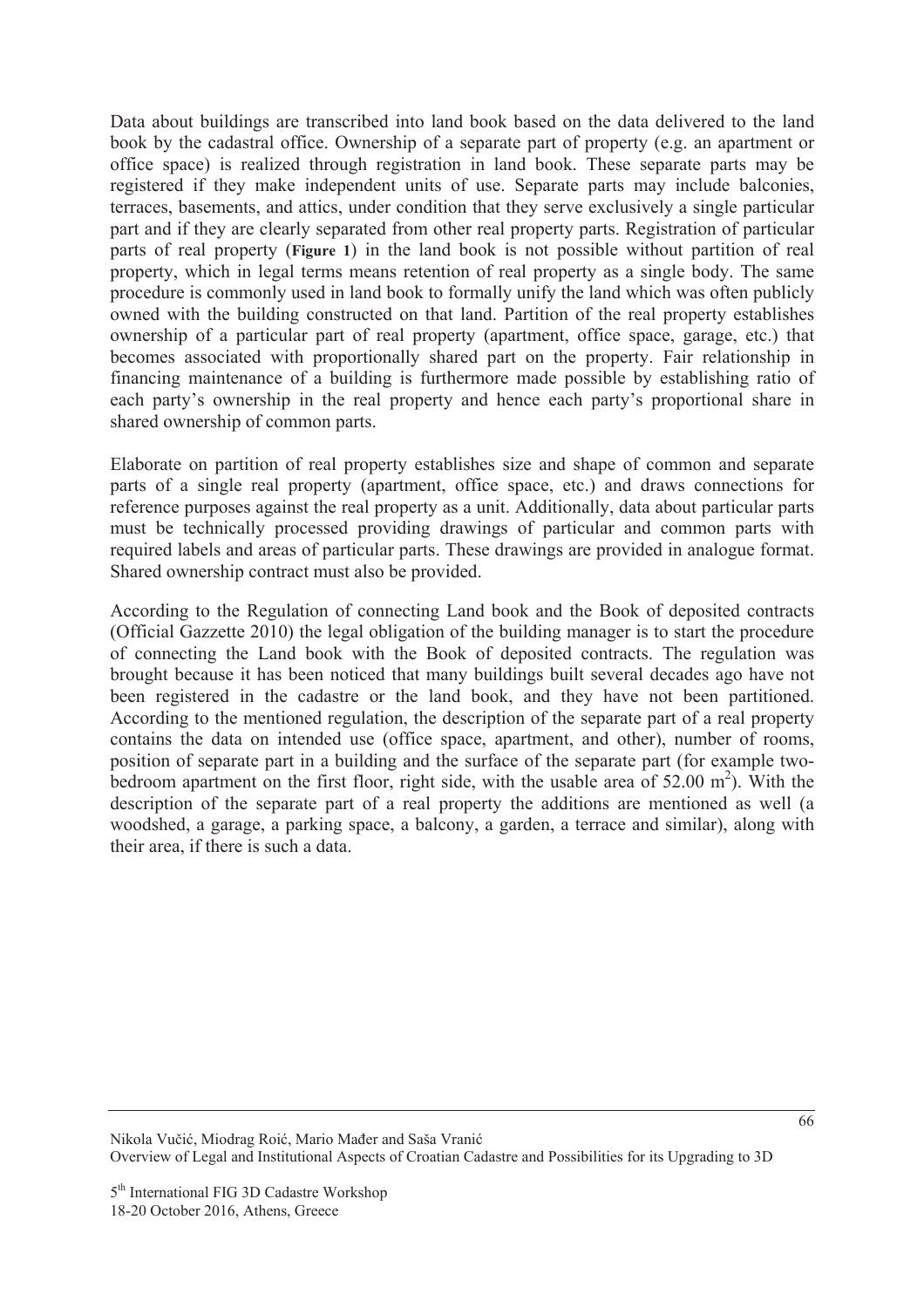Data about buildings are transcribed into land book based on the data delivered to the land book by the cadastral office. Ownership of a separate part of property (e.g. an apartment or office space) is realized through registration in land book. These separate parts may be registered if they make independent units of use. Separate parts may include balconies, terraces, basements, and attics, under condition that they serve exclusively a single particular part and if they are clearly separated from other real property parts. Registration of particular parts of real property (**Figure 1**) in the land book is not possible without partition of real property, which in legal terms means retention of real property as a single body. The same procedure is commonly used in land book to formally unify the land which was often publicly owned with the building constructed on that land. Partition of the real property establishes ownership of a particular part of real property (apartment, office space, garage, etc.) that becomes associated with proportionally shared part on the property. Fair relationship in financing maintenance of a building is furthermore made possible by establishing ratio of each party's ownership in the real property and hence each party's proportional share in shared ownership of common parts.

Elaborate on partition of real property establishes size and shape of common and separate parts of a single real property (apartment, office space, etc.) and draws connections for reference purposes against the real property as a unit. Additionally, data about particular parts must be technically processed providing drawings of particular and common parts with required labels and areas of particular parts. These drawings are provided in analogue format. Shared ownership contract must also be provided.

According to the Regulation of connecting Land book and the Book of deposited contracts (Official Gazzette 2010) the legal obligation of the building manager is to start the procedure of connecting the Land book with the Book of deposited contracts. The regulation was brought because it has been noticed that many buildings built several decades ago have not been registered in the cadastre or the land book, and they have not been partitioned. According to the mentioned regulation, the description of the separate part of a real property contains the data on intended use (office space, apartment, and other), number of rooms, position of separate part in a building and the surface of the separate part (for example two-bedroom apartment on the first floor, right side, with the usable area of 52.00 $m^2$). With the description of the separate part of a real property the additions are mentioned as well (a woodshed, a garage, a parking space, a balcony, a garden, a terrace and similar), along with their area, if there is such a data.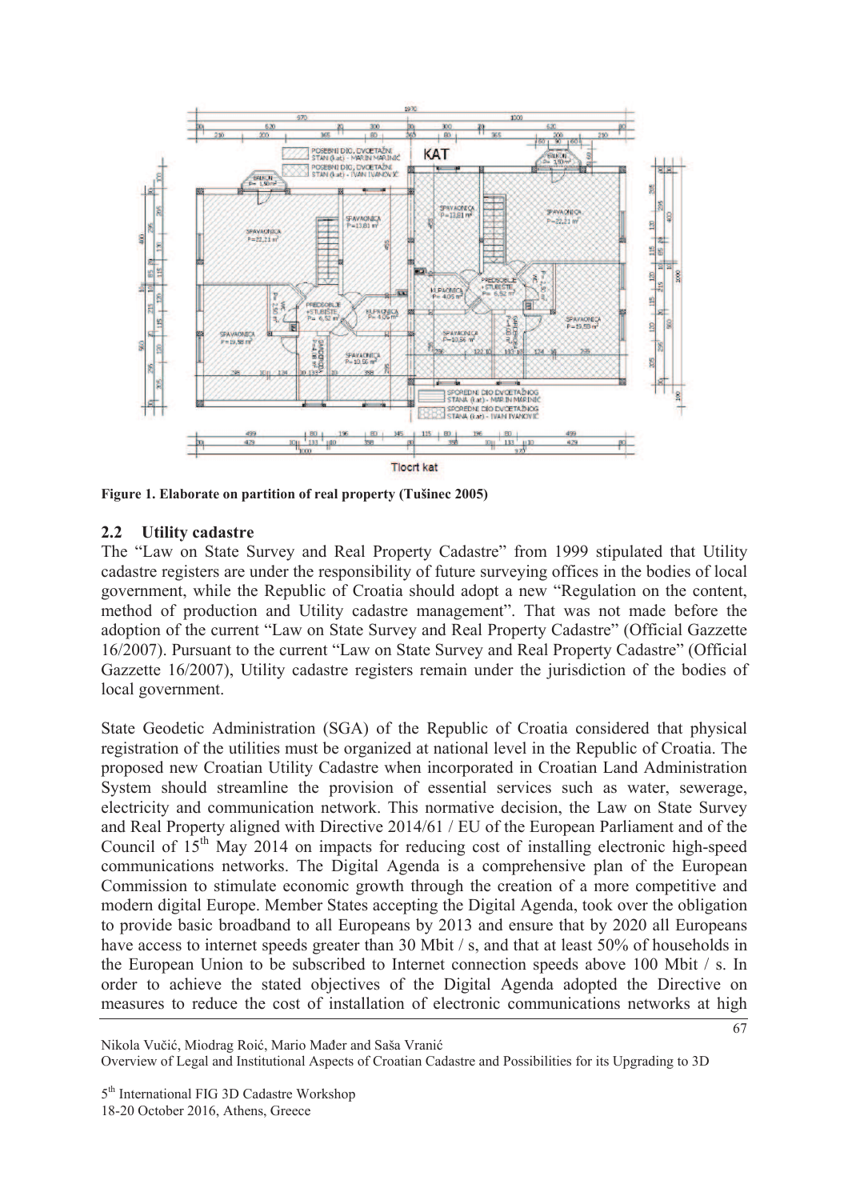Figure 1. Elaborate on partition of real property (Tušinec 2005)

## 2.2 Utility cadastre

The "Law on State Survey and Real Property Cadastre" from 1999 stipulated that Utility cadastre registers are under the responsibility of future surveying offices in the bodies of local government, while the Republic of Croatia should adopt a new "Regulation on the content, method of production and Utility cadastre management". That was not made before the adoption of the current "Law on State Survey and Real Property Cadastre" (Official Gazzette 16/2007). Pursuant to the current "Law on State Survey and Real Property Cadastre" (Official Gazzette 16/2007), Utility cadastre registers remain under the jurisdiction of the bodies of local government.

State Geodetic Administration (SGA) of the Republic of Croatia considered that physical registration of the utilities must be organized at national level in the Republic of Croatia. The proposed new Croatian Utility Cadastre when incorporated in Croatian Land Administration System should streamline the provision of essential services such as water, sewerage, electricity and communication network. This normative decision, the Law on State Survey and Real Property aligned with Directive 2014/61 / EU of the European Parliament and of the Council of 15th May 2014 on impacts for reducing cost of installing electronic high-speed communications networks. The Digital Agenda is a comprehensive plan of the European Commission to stimulate economic growth through the creation of a more competitive and modern digital Europe. Member States accepting the Digital Agenda, took over the obligation to provide basic broadband to all Europeans by 2013 and ensure that by 2020 all Europeans have access to internet speeds greater than 30 Mbit / s, and that at least 50% of households in the European Union to be subscribed to Internet connection speeds above 100 Mbit / s. In order to achieve the stated objectives of the Digital Agenda adopted the Directive on measures to reduce the cost of installation of electronic communications networks at high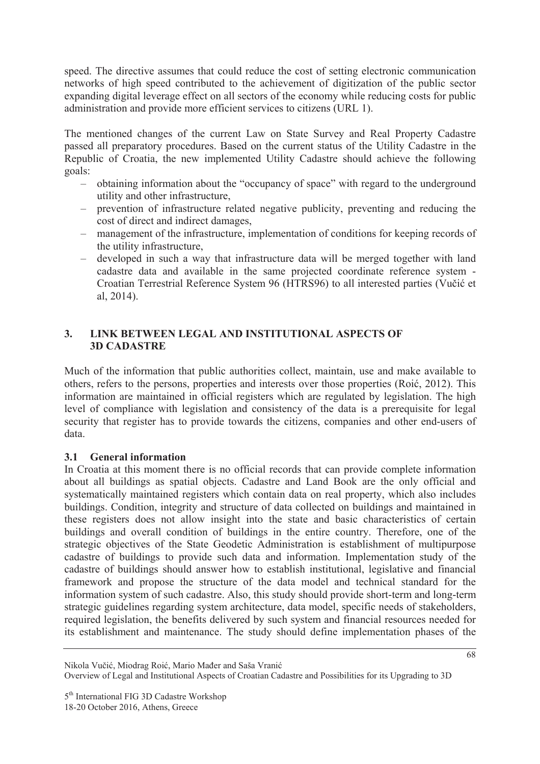speed. The directive assumes that could reduce the cost of setting electronic communication networks of high speed contributed to the achievement of digitization of the public sector expanding digital leverage effect on all sectors of the economy while reducing costs for public administration and provide more efficient services to citizens (URL 1).

The mentioned changes of the current Law on State Survey and Real Property Cadastre passed all preparatory procedures. Based on the current status of the Utility Cadastre in the Republic of Croatia, the new implemented Utility Cadastre should achieve the following goals:

- obtaining information about the "occupancy of space" with regard to the underground utility and other infrastructure,
- prevention of infrastructure related negative publicity, preventing and reducing the cost of direct and indirect damages,
- management of the infrastructure, implementation of conditions for keeping records of the utility infrastructure,
- developed in such a way that infrastructure data will be merged together with land cadastre data and available in the same projected coordinate reference system - Croatian Terrestrial Reference System 96 (HTRS96) to all interested parties (Vučić et al, 2014).

## 3. LINK BETWEEN LEGAL AND INSTITUTIONAL ASPECTS OF 3D CADASTRE

Much of the information that public authorities collect, maintain, use and make available to others, refers to the persons, properties and interests over those properties (Roić, 2012). This information are maintained in official registers which are regulated by legislation. The high level of compliance with legislation and consistency of the data is a prerequisite for legal security that register has to provide towards the citizens, companies and other end-users of data.

### 3.1 General information

In Croatia at this moment there is no official records that can provide complete information about all buildings as spatial objects. Cadastre and Land Book are the only official and systematically maintained registers which contain data on real property, which also includes buildings. Condition, integrity and structure of data collected on buildings and maintained in these registers does not allow insight into the state and basic characteristics of certain buildings and overall condition of buildings in the entire country. Therefore, one of the strategic objectives of the State Geodetic Administration is establishment of multipurpose cadastre of buildings to provide such data and information. Implementation study of the cadastre of buildings should answer how to establish institutional, legislative and financial framework and propose the structure of the data model and technical standard for the information system of such cadastre. Also, this study should provide short-term and long-term strategic guidelines regarding system architecture, data model, specific needs of stakeholders, required legislation, the benefits delivered by such system and financial resources needed for its establishment and maintenance. The study should define implementation phases of the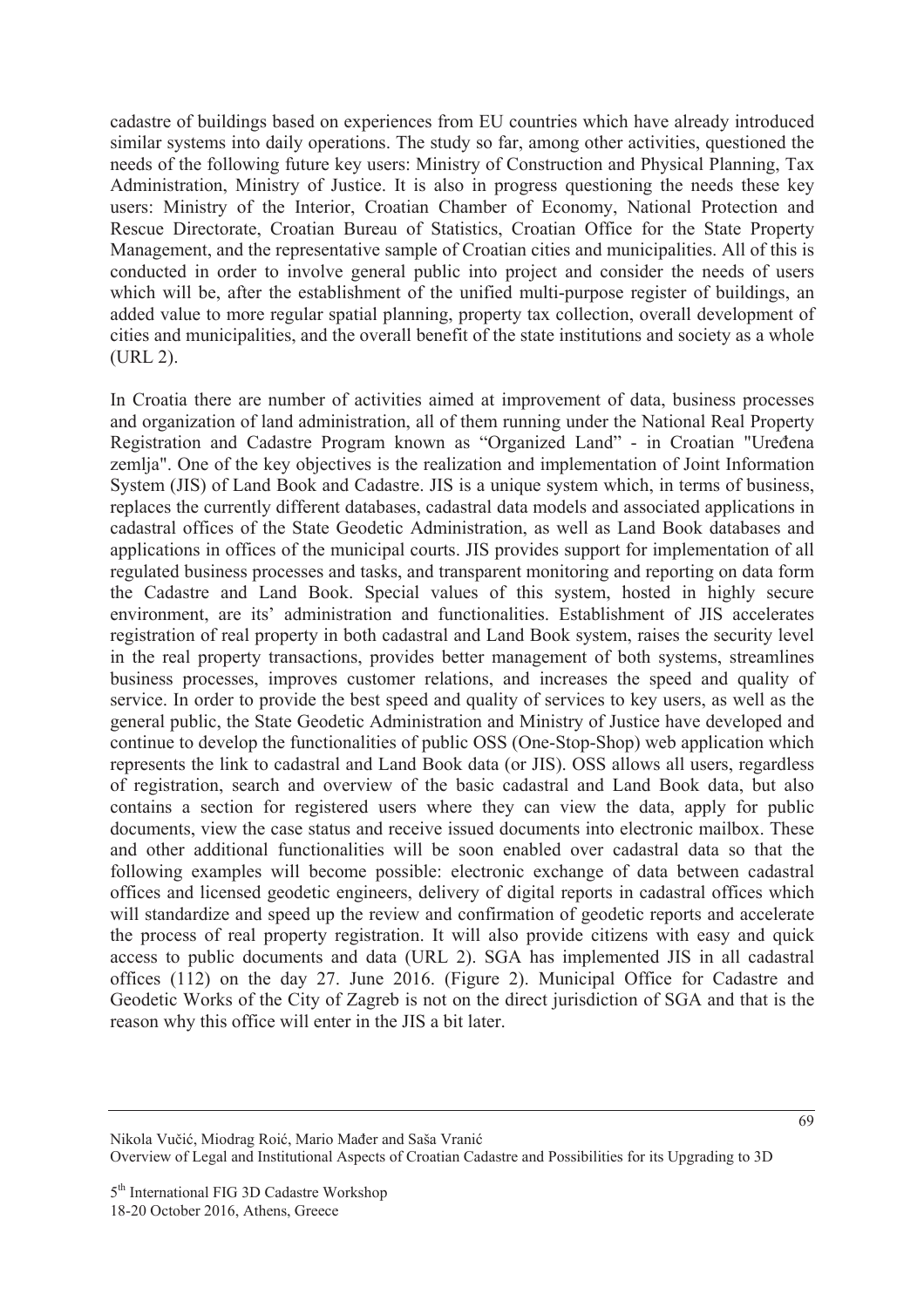cadastre of buildings based on experiences from EU countries which have already introduced similar systems into daily operations. The study so far, among other activities, questioned the needs of the following future key users: Ministry of Construction and Physical Planning, Tax Administration, Ministry of Justice. It is also in progress questioning the needs these key users: Ministry of the Interior, Croatian Chamber of Economy, National Protection and Rescue Directorate, Croatian Bureau of Statistics, Croatian Office for the State Property Management, and the representative sample of Croatian cities and municipalities. All of this is conducted in order to involve general public into project and consider the needs of users which will be, after the establishment of the unified multi-purpose register of buildings, an added value to more regular spatial planning, property tax collection, overall development of cities and municipalities, and the overall benefit of the state institutions and society as a whole (URL 2).

In Croatia there are number of activities aimed at improvement of data, business processes and organization of land administration, all of them running under the National Real Property Registration and Cadastre Program known as "Organized Land" - in Croatian "Uređena zemlja". One of the key objectives is the realization and implementation of Joint Information System (JIS) of Land Book and Cadastre. JIS is a unique system which, in terms of business, replaces the currently different databases, cadastral data models and associated applications in cadastral offices of the State Geodetic Administration, as well as Land Book databases and applications in offices of the municipal courts. JIS provides support for implementation of all regulated business processes and tasks, and transparent monitoring and reporting on data form the Cadastre and Land Book. Special values of this system, hosted in highly secure environment, are its' administration and functionalities. Establishment of JIS accelerates registration of real property in both cadastral and Land Book system, raises the security level in the real property transactions, provides better management of both systems, streamlines business processes, improves customer relations, and increases the speed and quality of service. In order to provide the best speed and quality of services to key users, as well as the general public, the State Geodetic Administration and Ministry of Justice have developed and continue to develop the functionalities of public OSS (One-Stop-Shop) web application which represents the link to cadastral and Land Book data (or JIS). OSS allows all users, regardless of registration, search and overview of the basic cadastral and Land Book data, but also contains a section for registered users where they can view the data, apply for public documents, view the case status and receive issued documents into electronic mailbox. These and other additional functionalities will be soon enabled over cadastral data so that the following examples will become possible: electronic exchange of data between cadastral offices and licensed geodetic engineers, delivery of digital reports in cadastral offices which will standardize and speed up the review and confirmation of geodetic reports and accelerate the process of real property registration. It will also provide citizens with easy and quick access to public documents and data (URL 2). SGA has implemented JIS in all cadastral offices (112) on the day 27. June 2016. (Figure 2). Municipal Office for Cadastre and Geodetic Works of the City of Zagreb is not on the direct jurisdiction of SGA and that is the reason why this office will enter in the JIS a bit later.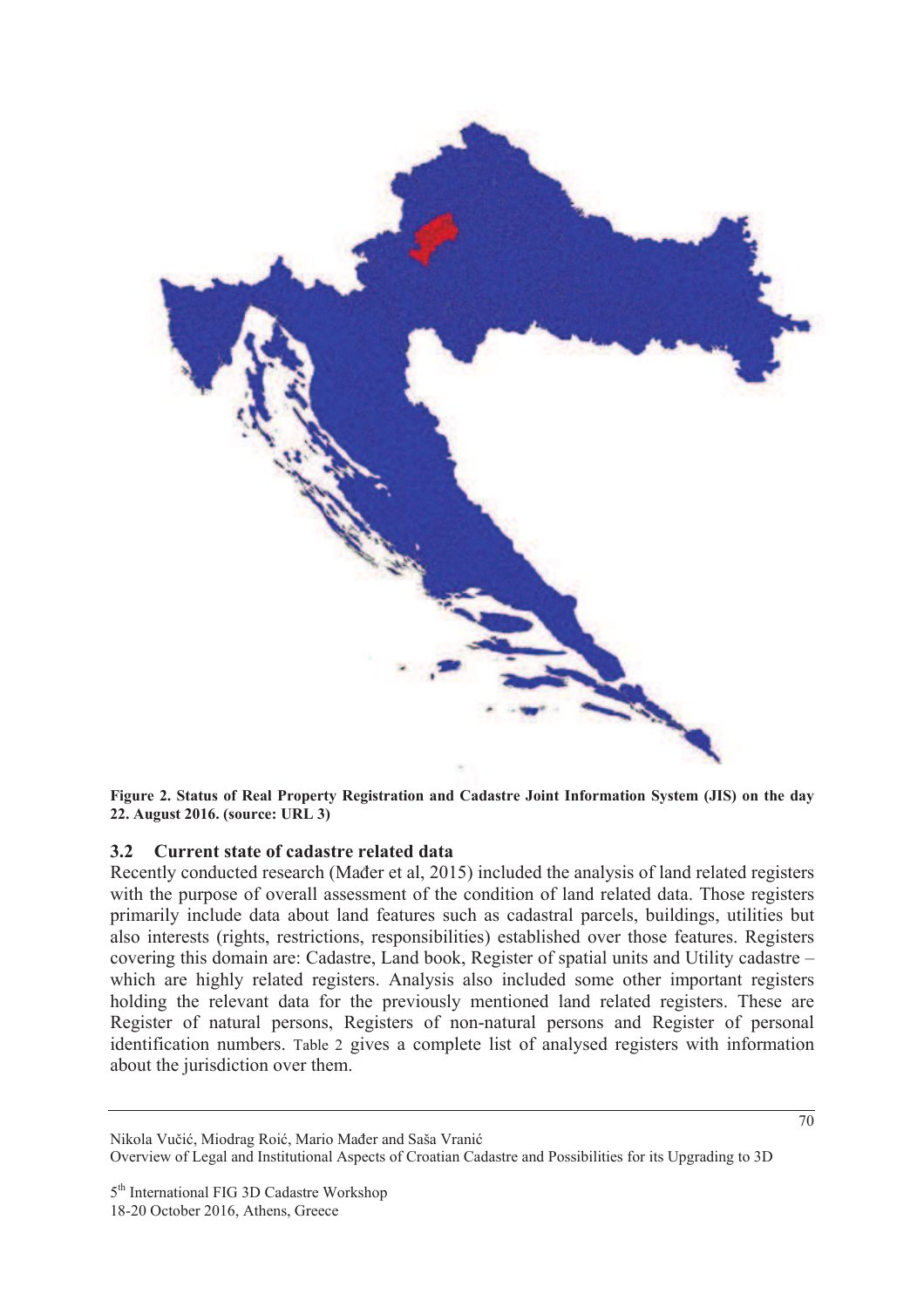**Figure 2. Status of Real Property Registration and Cadastre Joint Information System (JIS) on the day 22. August 2016. (source: URL 3)**

### 3.2 Current state of cadastre related data

Recently conducted research (Mađer et al, 2015) included the analysis of land related registers with the purpose of overall assessment of the condition of land related data. Those registers primarily include data about land features such as cadastral parcels, buildings, utilities but also interests (rights, restrictions, responsibilities) established over those features. Registers covering this domain are: Cadastre, Land book, Register of spatial units and Utility cadastre – which are highly related registers. Analysis also included some other important registers holding the relevant data for the previously mentioned land related registers. These are Register of natural persons, Registers of non-natural persons and Register of personal identification numbers. Table 2 gives a complete list of analysed registers with information about the jurisdiction over them.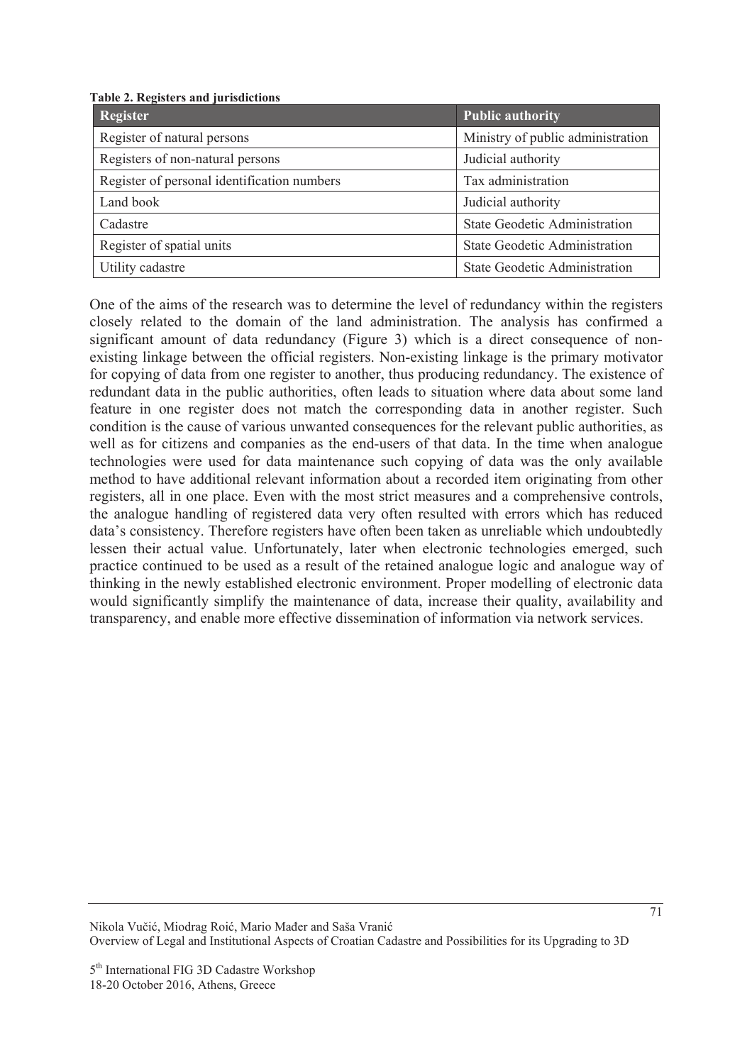**Table 2. Registers and jurisdictions**

| Register | Public authority |
|---|---|
| Register of natural persons | Ministry of public administration |
| Registers of non-natural persons | Judicial authority |
| Register of personal identification numbers | Tax administration |
| Land book | Judicial authority |
| Cadastre | State Geodetic Administration |
| Register of spatial units | State Geodetic Administration |
| Utility cadastre | State Geodetic Administration |

One of the aims of the research was to determine the level of redundancy within the registers closely related to the domain of the land administration. The analysis has confirmed a significant amount of data redundancy (Figure 3) which is a direct consequence of non-existing linkage between the official registers. Non-existing linkage is the primary motivator for copying of data from one register to another, thus producing redundancy. The existence of redundant data in the public authorities, often leads to situation where data about some land feature in one register does not match the corresponding data in another register. Such condition is the cause of various unwanted consequences for the relevant public authorities, as well as for citizens and companies as the end-users of that data. In the time when analogue technologies were used for data maintenance such copying of data was the only available method to have additional relevant information about a recorded item originating from other registers, all in one place. Even with the most strict measures and a comprehensive controls, the analogue handling of registered data very often resulted with errors which has reduced data's consistency. Therefore registers have often been taken as unreliable which undoubtedly lessen their actual value. Unfortunately, later when electronic technologies emerged, such practice continued to be used as a result of the retained analogue logic and analogue way of thinking in the newly established electronic environment. Proper modelling of electronic data would significantly simplify the maintenance of data, increase their quality, availability and transparency, and enable more effective dissemination of information via network services.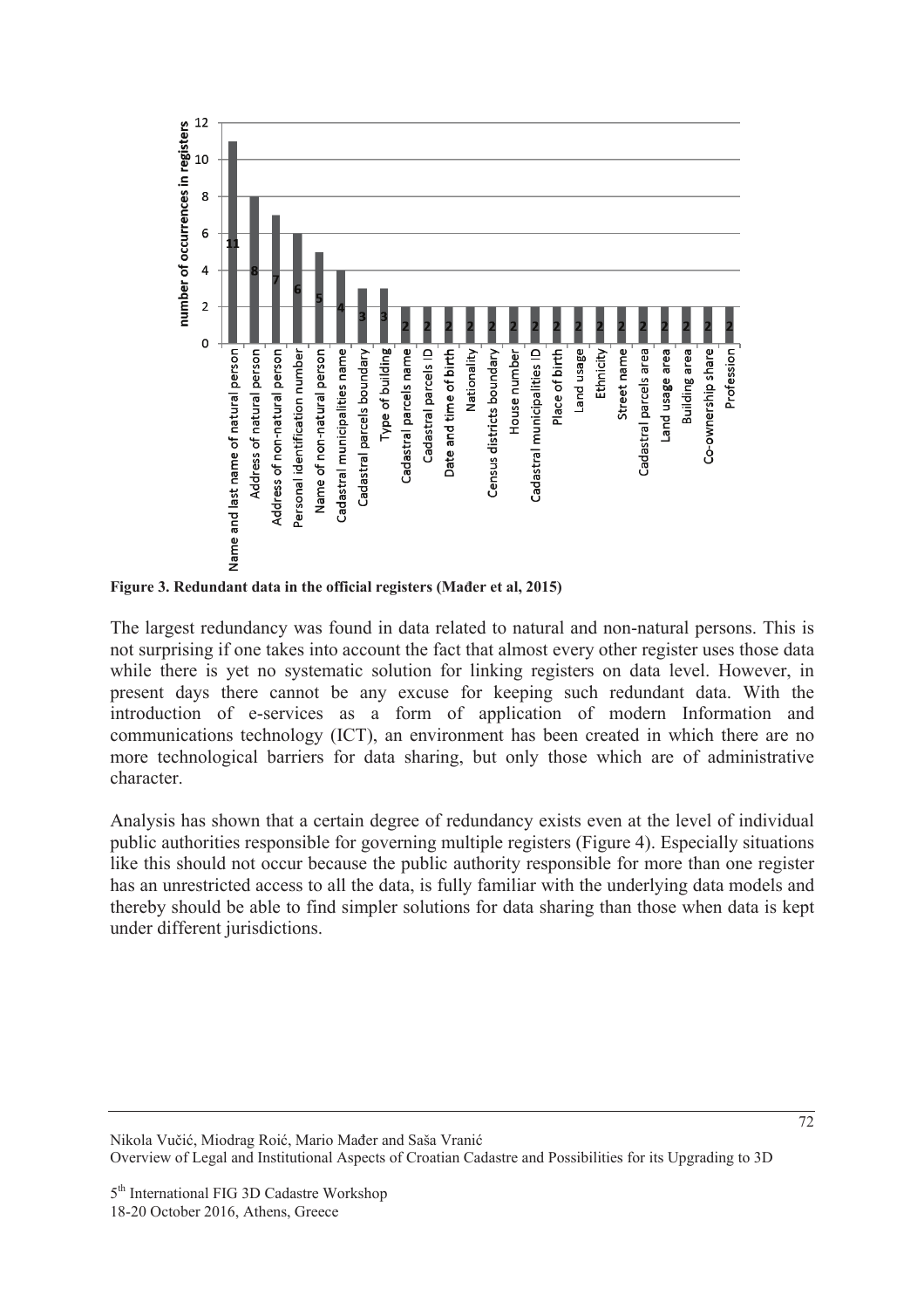**Figure 3. Redundant data in the official registers (Mađer et al, 2015)**

The largest redundancy was found in data related to natural and non-natural persons. This is not surprising if one takes into account the fact that almost every other register uses those data while there is yet no systematic solution for linking registers on data level. However, in present days there cannot be any excuse for keeping such redundant data. With the introduction of e-services as a form of application of modern Information and communications technology (ICT), an environment has been created in which there are no more technological barriers for data sharing, but only those which are of administrative character.

Analysis has shown that a certain degree of redundancy exists even at the level of individual public authorities responsible for governing multiple registers (Figure 4). Especially situations like this should not occur because the public authority responsible for more than one register has an unrestricted access to all the data, is fully familiar with the underlying data models and thereby should be able to find simpler solutions for data sharing than those when data is kept under different jurisdictions.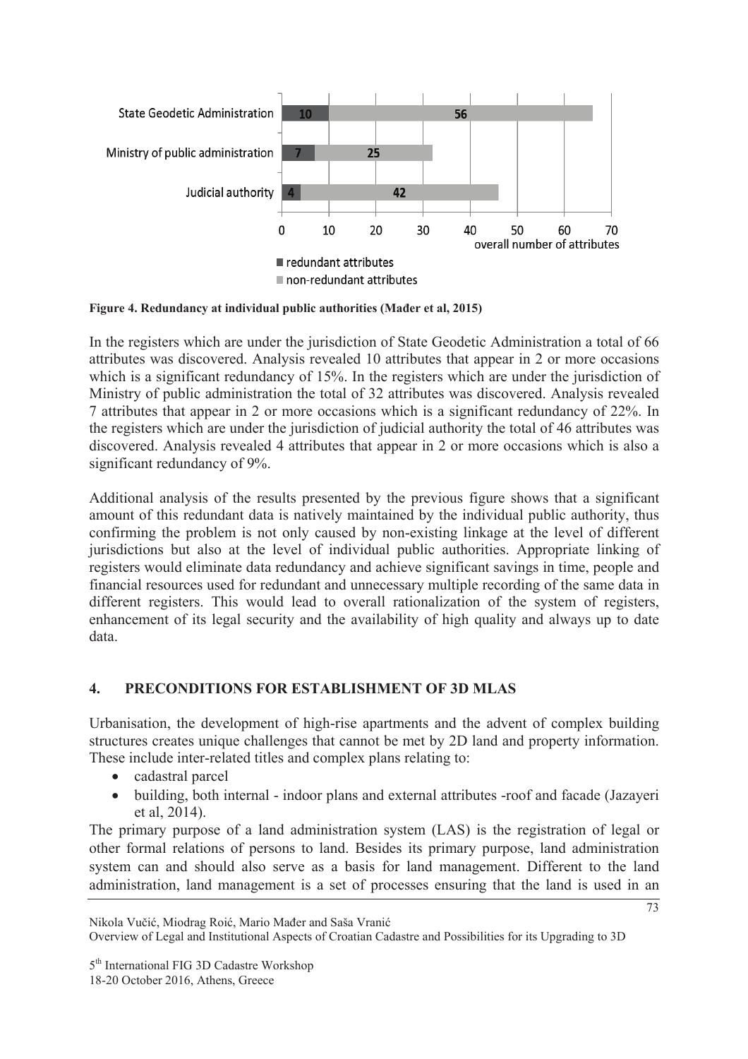Figure 4. Redundancy at individual public authorities (Mađer et al, 2015)

In the registers which are under the jurisdiction of State Geodetic Administration a total of 66 attributes was discovered. Analysis revealed 10 attributes that appear in 2 or more occasions which is a significant redundancy of 15%. In the registers which are under the jurisdiction of Ministry of public administration the total of 32 attributes was discovered. Analysis revealed 7 attributes that appear in 2 or more occasions which is a significant redundancy of 22%. In the registers which are under the jurisdiction of judicial authority the total of 46 attributes was discovered. Analysis revealed 4 attributes that appear in 2 or more occasions which is also a significant redundancy of 9%.

Additional analysis of the results presented by the previous figure shows that a significant amount of this redundant data is natively maintained by the individual public authority, thus confirming the problem is not only caused by non-existing linkage at the level of different jurisdictions but also at the level of individual public authorities. Appropriate linking of registers would eliminate data redundancy and achieve significant savings in time, people and financial resources used for redundant and unnecessary multiple recording of the same data in different registers. This would lead to overall rationalization of the system of registers, enhancement of its legal security and the availability of high quality and always up to date data.

## 4. PRECONDITIONS FOR ESTABLISHMENT OF 3D MLAS

Urbanisation, the development of high-rise apartments and the advent of complex building structures creates unique challenges that cannot be met by 2D land and property information. These include inter-related titles and complex plans relating to:

- cadastral parcel
- building, both internal - indoor plans and external attributes -roof and facade (Jazayeri et al, 2014).

The primary purpose of a land administration system (LAS) is the registration of legal or other formal relations of persons to land. Besides its primary purpose, land administration system can and should also serve as a basis for land management. Different to the land administration, land management is a set of processes ensuring that the land is used in an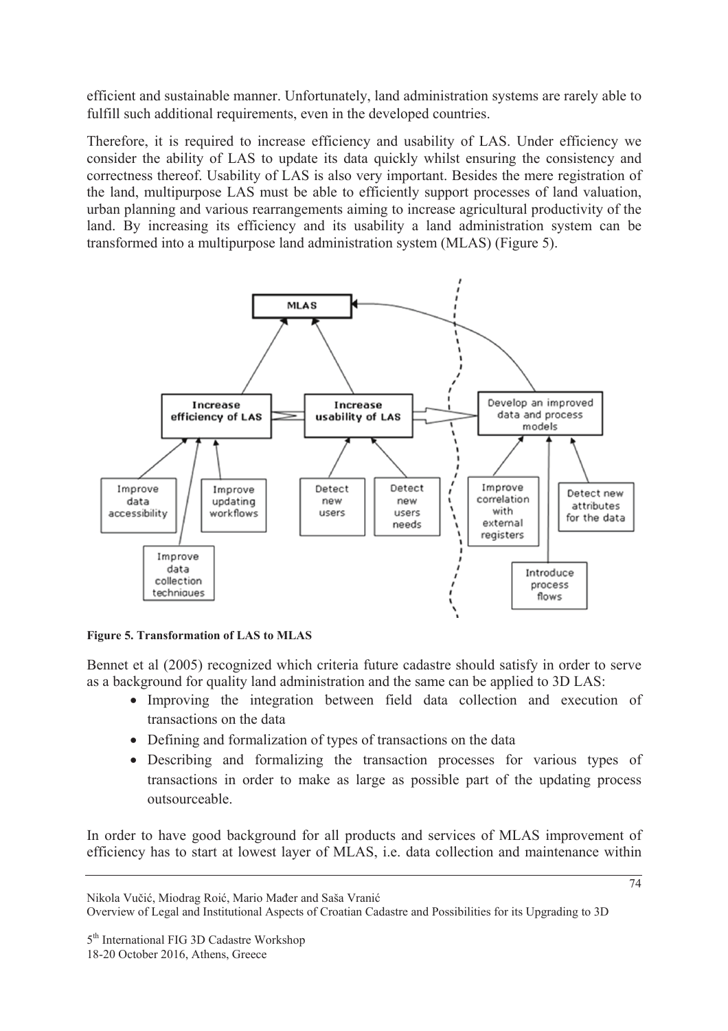efficient and sustainable manner. Unfortunately, land administration systems are rarely able to fulfill such additional requirements, even in the developed countries.

Therefore, it is required to increase efficiency and usability of LAS. Under efficiency we consider the ability of LAS to update its data quickly whilst ensuring the consistency and correctness thereof. Usability of LAS is also very important. Besides the mere registration of the land, multipurpose LAS must be able to efficiently support processes of land valuation, urban planning and various rearrangements aiming to increase agricultural productivity of the land. By increasing its efficiency and its usability a land administration system can be transformed into a multipurpose land administration system (MLAS) (Figure 5).

**Figure 5. Transformation of LAS to MLAS**

Bennet et al (2005) recognized which criteria future cadastre should satisfy in order to serve as a background for quality land administration and the same can be applied to 3D LAS:

- Improving the integration between field data collection and execution of transactions on the data
- Defining and formalization of types of transactions on the data
- Describing and formalizing the transaction processes for various types of transactions in order to make as large as possible part of the updating process outsourceable.

In order to have good background for all products and services of MLAS improvement of efficiency has to start at lowest layer of MLAS, i.e. data collection and maintenance within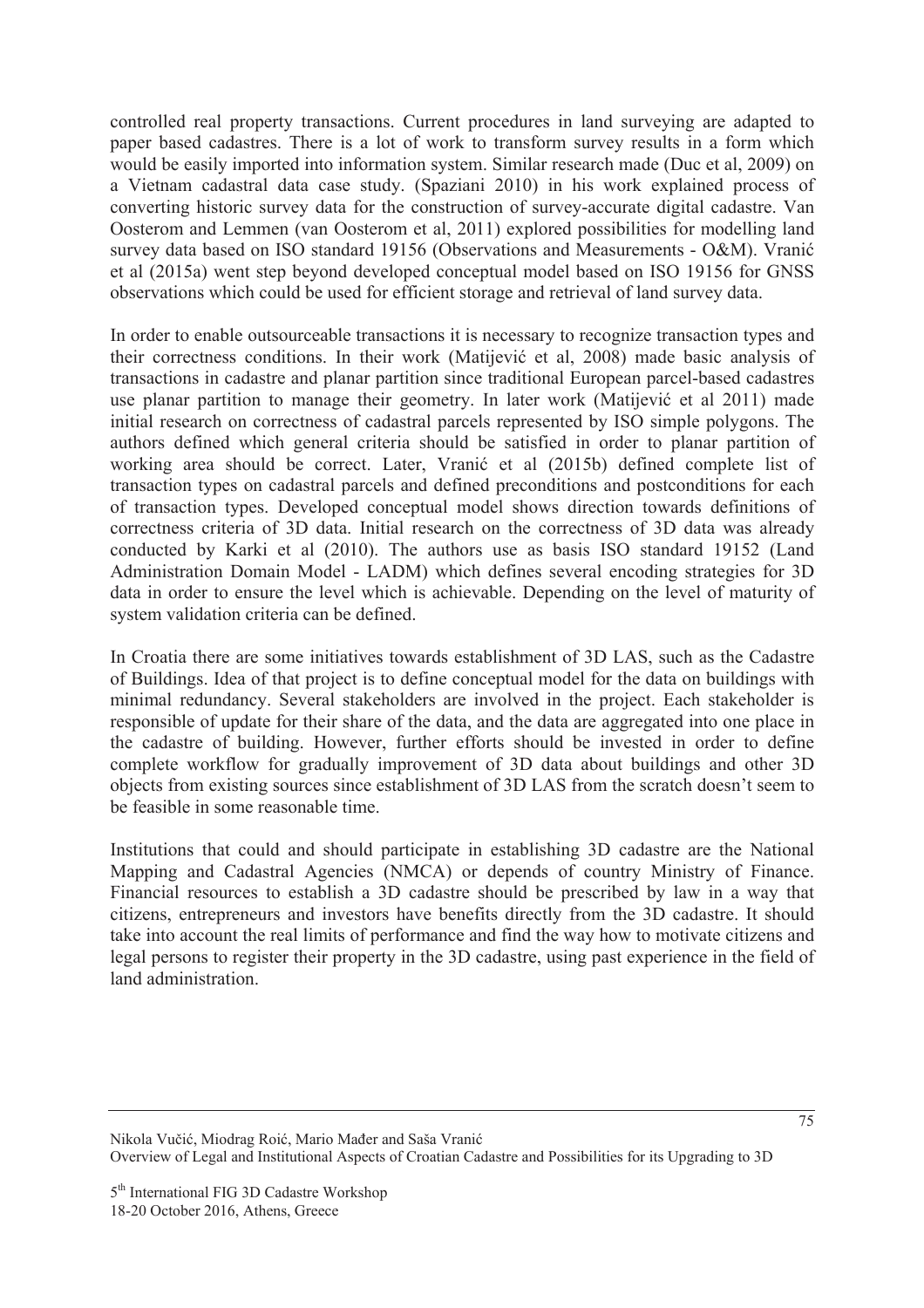controlled real property transactions. Current procedures in land surveying are adapted to paper based cadastres. There is a lot of work to transform survey results in a form which would be easily imported into information system. Similar research made (Duc et al, 2009) on a Vietnam cadastral data case study. (Spaziani 2010) in his work explained process of converting historic survey data for the construction of survey-accurate digital cadastre. Van Oosterom and Lemmen (van Oosterom et al, 2011) explored possibilities for modelling land survey data based on ISO standard 19156 (Observations and Measurements - O&M). Vranić et al (2015a) went step beyond developed conceptual model based on ISO 19156 for GNSS observations which could be used for efficient storage and retrieval of land survey data.

In order to enable outsourceable transactions it is necessary to recognize transaction types and their correctness conditions. In their work (Matijević et al, 2008) made basic analysis of transactions in cadastre and planar partition since traditional European parcel-based cadastres use planar partition to manage their geometry. In later work (Matijević et al 2011) made initial research on correctness of cadastral parcels represented by ISO simple polygons. The authors defined which general criteria should be satisfied in order to planar partition of working area should be correct. Later, Vranić et al (2015b) defined complete list of transaction types on cadastral parcels and defined preconditions and postconditions for each of transaction types. Developed conceptual model shows direction towards definitions of correctness criteria of 3D data. Initial research on the correctness of 3D data was already conducted by Karki et al (2010). The authors use as basis ISO standard 19152 (Land Administration Domain Model - LADM) which defines several encoding strategies for 3D data in order to ensure the level which is achievable. Depending on the level of maturity of system validation criteria can be defined.

In Croatia there are some initiatives towards establishment of 3D LAS, such as the Cadastre of Buildings. Idea of that project is to define conceptual model for the data on buildings with minimal redundancy. Several stakeholders are involved in the project. Each stakeholder is responsible of update for their share of the data, and the data are aggregated into one place in the cadastre of building. However, further efforts should be invested in order to define complete workflow for gradually improvement of 3D data about buildings and other 3D objects from existing sources since establishment of 3D LAS from the scratch doesn't seem to be feasible in some reasonable time.

Institutions that could and should participate in establishing 3D cadastre are the National Mapping and Cadastral Agencies (NMCA) or depends of country Ministry of Finance. Financial resources to establish a 3D cadastre should be prescribed by law in a way that citizens, entrepreneurs and investors have benefits directly from the 3D cadastre. It should take into account the real limits of performance and find the way how to motivate citizens and legal persons to register their property in the 3D cadastre, using past experience in the field of land administration.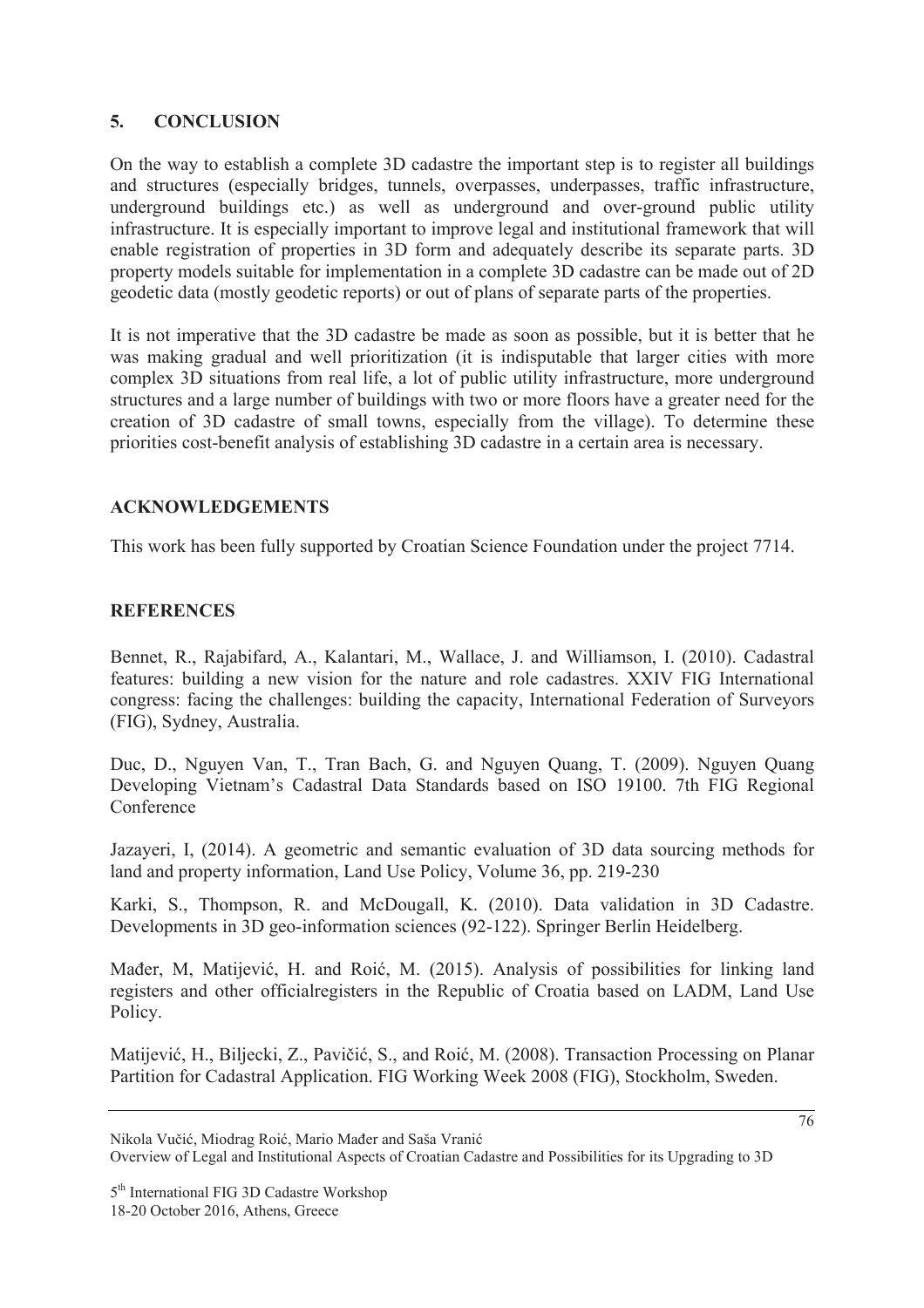## 5. CONCLUSION

On the way to establish a complete 3D cadastre the important step is to register all buildings and structures (especially bridges, tunnels, overpasses, underpasses, traffic infrastructure, underground buildings etc.) as well as underground and over-ground public utility infrastructure. It is especially important to improve legal and institutional framework that will enable registration of properties in 3D form and adequately describe its separate parts. 3D property models suitable for implementation in a complete 3D cadastre can be made out of 2D geodetic data (mostly geodetic reports) or out of plans of separate parts of the properties.

It is not imperative that the 3D cadastre be made as soon as possible, but it is better that he was making gradual and well prioritization (it is indisputable that larger cities with more complex 3D situations from real life, a lot of public utility infrastructure, more underground structures and a large number of buildings with two or more floors have a greater need for the creation of 3D cadastre of small towns, especially from the village). To determine these priorities cost-benefit analysis of establishing 3D cadastre in a certain area is necessary.

## ACKNOWLEDGEMENTS

This work has been fully supported by Croatian Science Foundation under the project 7714.

## REFERENCES

Bennet, R., Rajabifard, A., Kalantari, M., Wallace, J. and Williamson, I. (2010). Cadastral features: building a new vision for the nature and role cadastres. XXIV FIG International congress: facing the challenges: building the capacity, International Federation of Surveyors (FIG), Sydney, Australia.

Duc, D., Nguyen Van, T., Tran Bach, G. and Nguyen Quang, T. (2009). Nguyen Quang Developing Vietnam's Cadastral Data Standards based on ISO 19100. 7th FIG Regional Conference

Jazayeri, I, (2014). A geometric and semantic evaluation of 3D data sourcing methods for land and property information, Land Use Policy, Volume 36, pp. 219-230

Karki, S., Thompson, R. and McDougall, K. (2010). Data validation in 3D Cadastre. Developments in 3D geo-information sciences (92-122). Springer Berlin Heidelberg.

Mađer, M, Matijević, H. and Roić, M. (2015). Analysis of possibilities for linking land registers and other officialregisters in the Republic of Croatia based on LADM, Land Use Policy.

Matijević, H., Biljecki, Z., Pavičić, S., and Roić, M. (2008). Transaction Processing on Planar Partition for Cadastral Application. FIG Working Week 2008 (FIG), Stockholm, Sweden.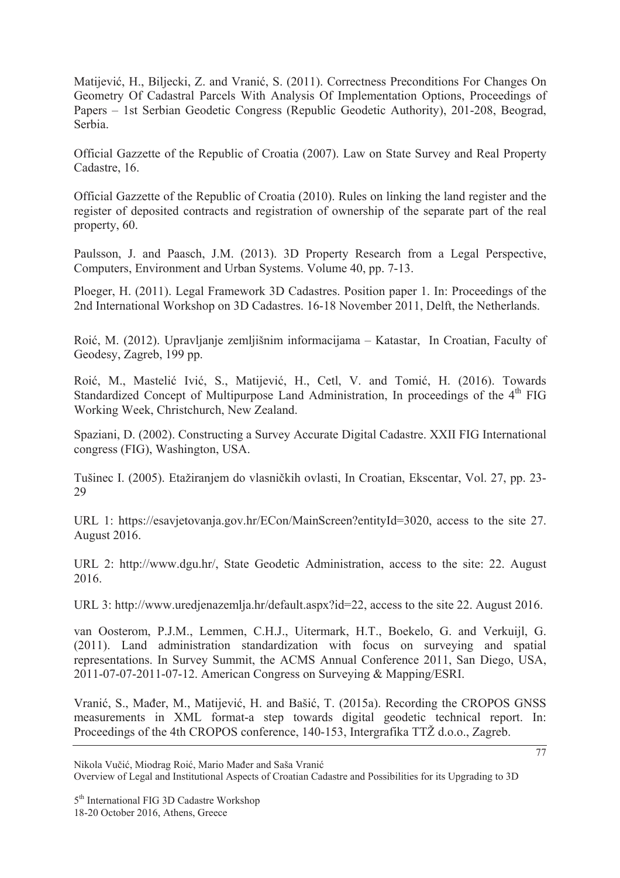Matijević, H., Biljecki, Z. and Vranić, S. (2011). Correctness Preconditions For Changes On Geometry Of Cadastral Parcels With Analysis Of Implementation Options, Proceedings of Papers – 1st Serbian Geodetic Congress (Republic Geodetic Authority), 201-208, Beograd, Serbia.

Official Gazzette of the Republic of Croatia (2007). Law on State Survey and Real Property Cadastre, 16.

Official Gazzette of the Republic of Croatia (2010). Rules on linking the land register and the register of deposited contracts and registration of ownership of the separate part of the real property, 60.

Paulsson, J. and Paasch, J.M. (2013). 3D Property Research from a Legal Perspective, Computers, Environment and Urban Systems. Volume 40, pp. 7-13.

Ploeger, H. (2011). Legal Framework 3D Cadastres. Position paper 1. In: Proceedings of the 2nd International Workshop on 3D Cadastres. 16-18 November 2011, Delft, the Netherlands.

Roić, M. (2012). Upravljanje zemljišnim informacijama – Katastar, In Croatian, Faculty of Geodesy, Zagreb, 199 pp.

Roić, M., Mastelić Ivić, S., Matijević, H., Cetl, V. and Tomić, H. (2016). Towards Standardized Concept of Multipurpose Land Administration, In proceedings of the 4th FIG Working Week, Christchurch, New Zealand.

Spaziani, D. (2002). Constructing a Survey Accurate Digital Cadastre. XXII FIG International congress (FIG), Washington, USA.

Tušinec I. (2005). Etažiranjem do vlasničkih ovlasti, In Croatian, Ekscentar, Vol. 27, pp. 23-29

URL 1: https://esavjetovanja.gov.hr/ECon/MainScreen?entityId=3020, access to the site 27. August 2016.

URL 2: http://www.dgu.hr/, State Geodetic Administration, access to the site: 22. August 2016.

URL 3: http://www.uredjenazemlja.hr/default.aspx?id=22, access to the site 22. August 2016.

van Oosterom, P.J.M., Lemmen, C.H.J., Uitermark, H.T., Boekelo, G. and Verkuijl, G. (2011). Land administration standardization with focus on surveying and spatial representations. In Survey Summit, the ACMS Annual Conference 2011, San Diego, USA, 2011-07-07-2011-07-12. American Congress on Surveying & Mapping/ESRI.

Vranić, S., Mađer, M., Matijević, H. and Bašić, T. (2015a). Recording the CROPOS GNSS measurements in XML format-a step towards digital geodetic technical report. In: Proceedings of the 4th CROPOS conference, 140-153, Intergrafika TTŽ d.o.o., Zagreb.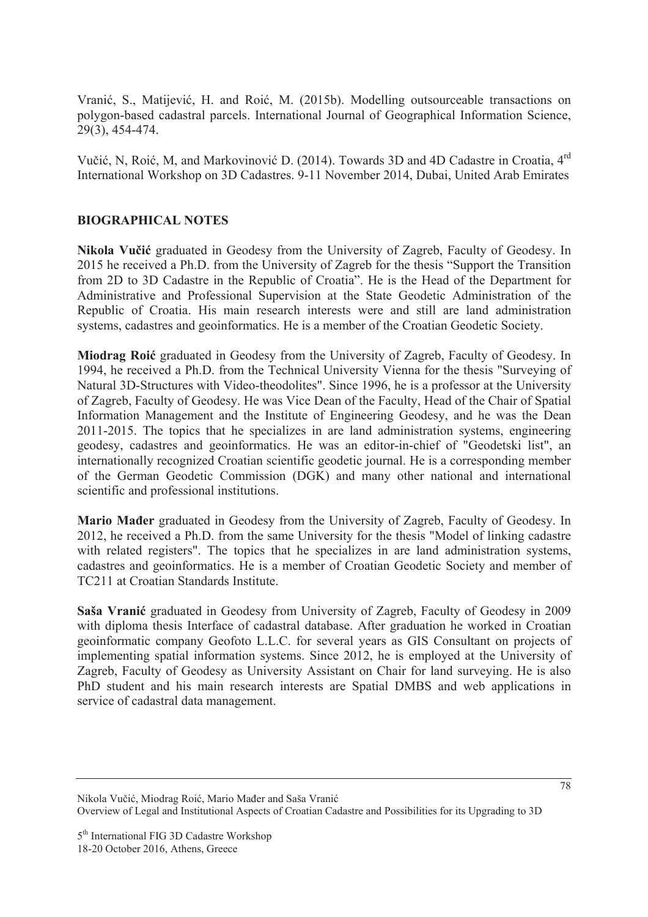Vranić, S., Matijević, H. and Roić, M. (2015b). Modelling outsourceable transactions on polygon-based cadastral parcels. International Journal of Geographical Information Science, 29(3), 454-474.

Vučić, N, Roić, M, and Markovinović D. (2014). Towards 3D and 4D Cadastre in Croatia, 4[rd] International Workshop on 3D Cadastres. 9-11 November 2014, Dubai, United Arab Emirates

## BIOGRAPHICAL NOTES

**Nikola Vučić** graduated in Geodesy from the University of Zagreb, Faculty of Geodesy. In 2015 he received a Ph.D. from the University of Zagreb for the thesis "Support the Transition from 2D to 3D Cadastre in the Republic of Croatia". He is the Head of the Department for Administrative and Professional Supervision at the State Geodetic Administration of the Republic of Croatia. His main research interests were and still are land administration systems, cadastres and geoinformatics. He is a member of the Croatian Geodetic Society.

**Miodrag Roić** graduated in Geodesy from the University of Zagreb, Faculty of Geodesy. In 1994, he received a Ph.D. from the Technical University Vienna for the thesis "Surveying of Natural 3D-Structures with Video-theodolites". Since 1996, he is a professor at the University of Zagreb, Faculty of Geodesy. He was Vice Dean of the Faculty, Head of the Chair of Spatial Information Management and the Institute of Engineering Geodesy, and he was the Dean 2011-2015. The topics that he specializes in are land administration systems, engineering geodesy, cadastres and geoinformatics. He was an editor-in-chief of "Geodetski list", an internationally recognized Croatian scientific geodetic journal. He is a corresponding member of the German Geodetic Commission (DGK) and many other national and international scientific and professional institutions.

**Mario Mađer** graduated in Geodesy from the University of Zagreb, Faculty of Geodesy. In 2012, he received a Ph.D. from the same University for the thesis "Model of linking cadastre with related registers". The topics that he specializes in are land administration systems, cadastres and geoinformatics. He is a member of Croatian Geodetic Society and member of TC211 at Croatian Standards Institute.

**Saša Vranić** graduated in Geodesy from University of Zagreb, Faculty of Geodesy in 2009 with diploma thesis Interface of cadastral database. After graduation he worked in Croatian geoinformatic company Geofoto L.L.C. for several years as GIS Consultant on projects of implementing spatial information systems. Since 2012, he is employed at the University of Zagreb, Faculty of Geodesy as University Assistant on Chair for land surveying. He is also PhD student and his main research interests are Spatial DMBS and web applications in service of cadastral data management.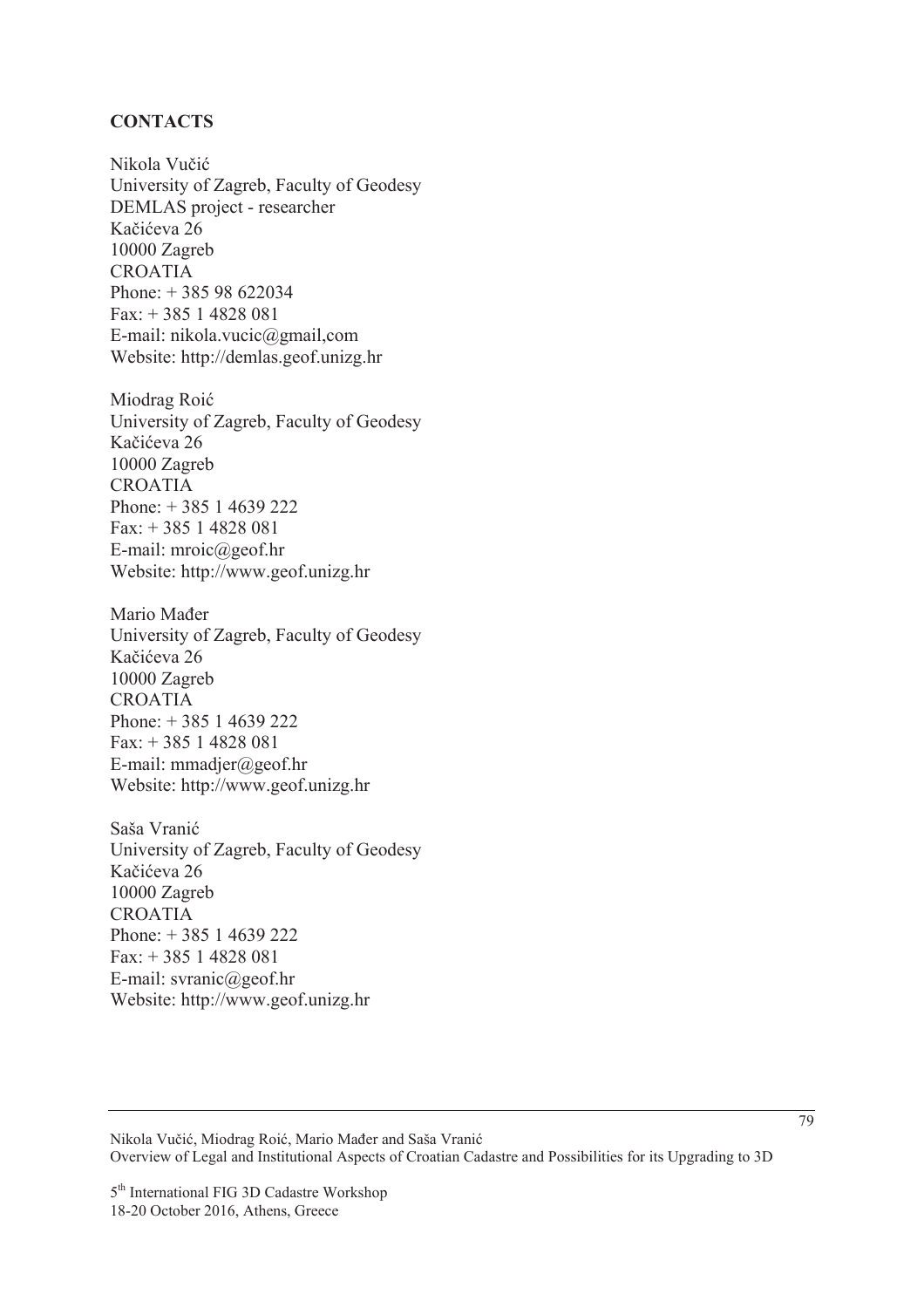**CONTACTS**

Nikola Vučić
University of Zagreb, Faculty of Geodesy
DEMLAS project - researcher
Kačićeva 26
10000 Zagreb
CROATIA
Phone: + 385 98 622034
Fax: + 385 1 4828 081
E-mail: nikola.vucic@gmail,com
Website: http://demlas.geof.unizg.hr

Miodrag Roić
University of Zagreb, Faculty of Geodesy
Kačićeva 26
10000 Zagreb
CROATIA
Phone: + 385 1 4639 222
Fax: + 385 1 4828 081
E-mail: mroic@geof.hr
Website: http://www.geof.unizg.hr

Mario Mađer
University of Zagreb, Faculty of Geodesy
Kačićeva 26
10000 Zagreb
CROATIA
Phone: + 385 1 4639 222
Fax: + 385 1 4828 081
E-mail: mmadjer@geof.hr
Website: http://www.geof.unizg.hr

Saša Vranić
University of Zagreb, Faculty of Geodesy
Kačićeva 26
10000 Zagreb
CROATIA
Phone: + 385 1 4639 222
Fax: + 385 1 4828 081
E-mail: svranic@geof.hr
Website: http://www.geof.unizg.hr